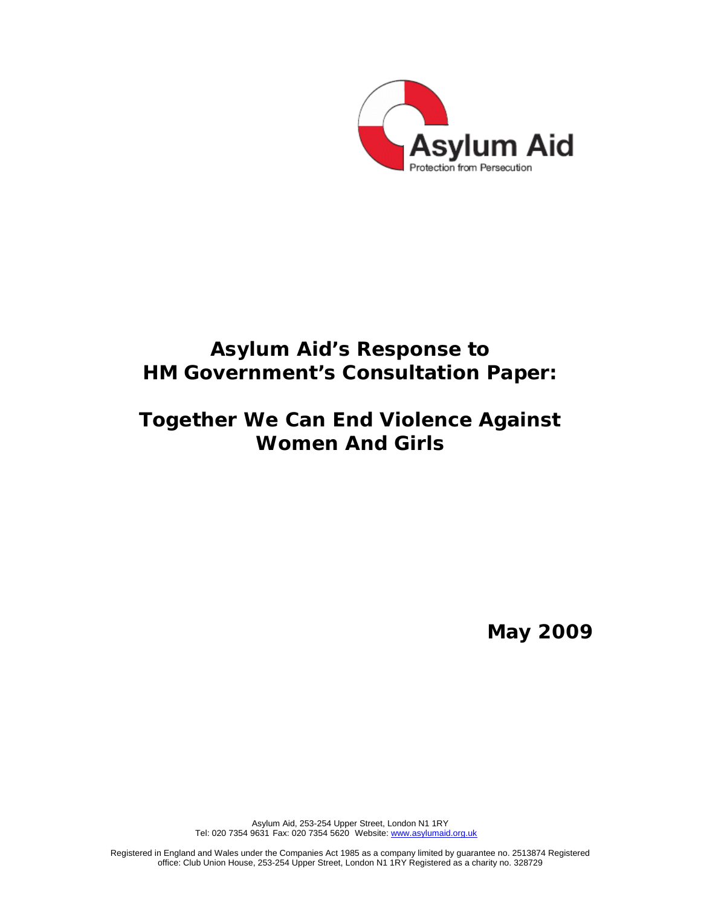Asylum Aid

Protection from Persecution

# Asylum Aid's Response to HM Government's Consultation Paper:

# Together We Can End Violence Against Women And Girls

**May 2009**

Asylum Aid, 253-254 Upper Street, London N1 1RY
Tel: 020 7354 9631 Fax: 020 7354 5620 Website: www.asylumaid.org.uk

Registered in England and Wales under the Companies Act 1985 as a company limited by guarantee no. 2513874 Registered office: Club Union House, 253-254 Upper Street, London N1 1RY Registered as a charity no. 328729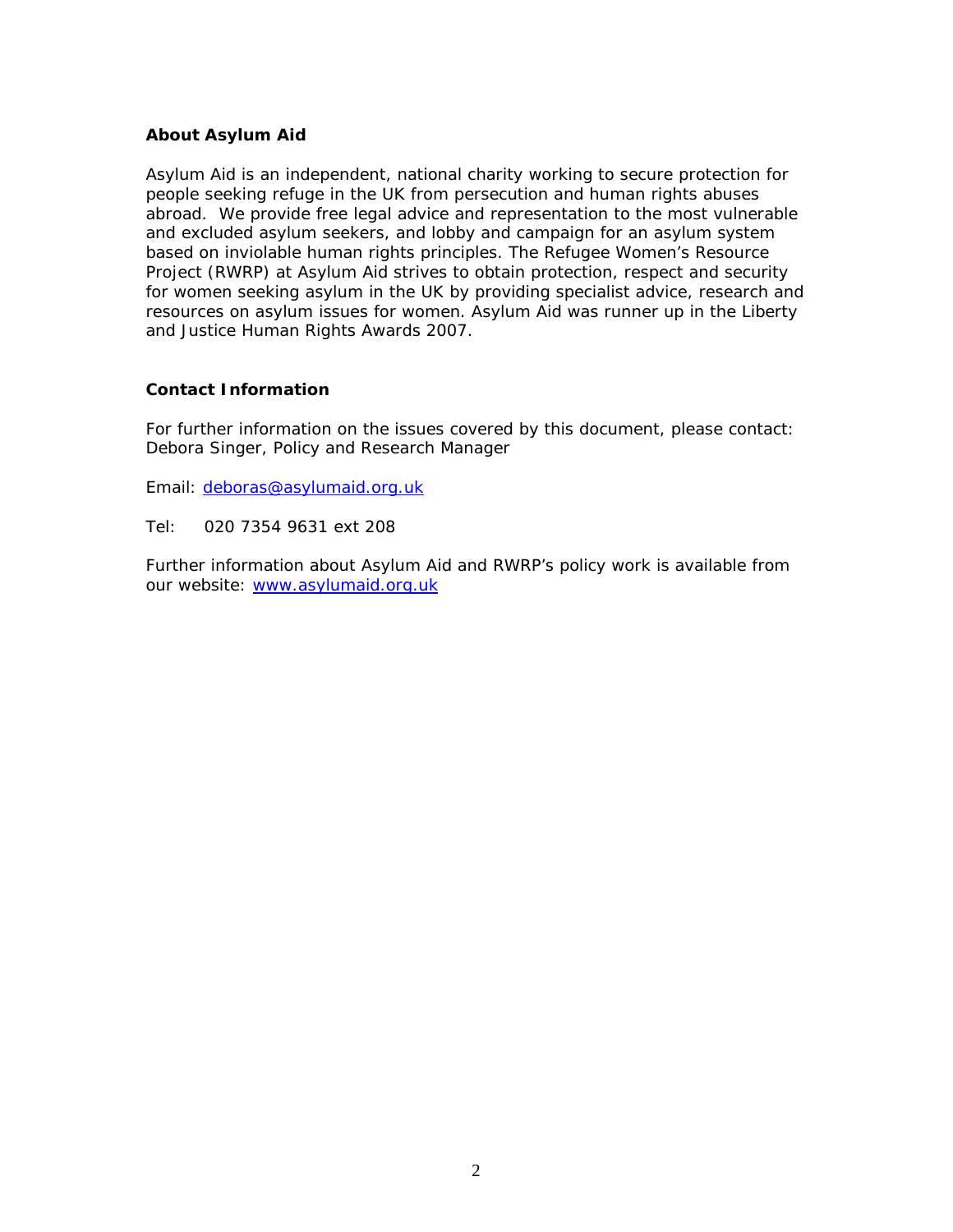## About Asylum Aid

Asylum Aid is an independent, national charity working to secure protection for people seeking refuge in the UK from persecution and human rights abuses abroad. We provide free legal advice and representation to the most vulnerable and excluded asylum seekers, and lobby and campaign for an asylum system based on inviolable human rights principles. The Refugee Women's Resource Project (RWRP) at Asylum Aid strives to obtain protection, respect and security for women seeking asylum in the UK by providing specialist advice, research and resources on asylum issues for women. Asylum Aid was runner up in the Liberty and Justice Human Rights Awards 2007.

## Contact Information

For further information on the issues covered by this document, please contact:
Debora Singer, Policy and Research Manager

Email: deboras@asylumaid.org.uk

Tel: 020 7354 9631 ext 208

Further information about Asylum Aid and RWRP's policy work is available from our website: www.asylumaid.org.uk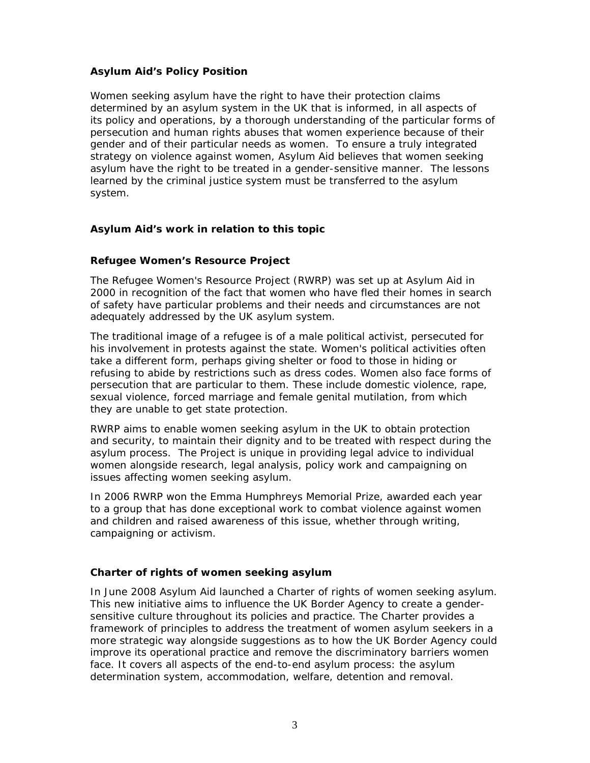### Asylum Aid's Policy Position

Women seeking asylum have the right to have their protection claims determined by an asylum system in the UK that is informed, in all aspects of its policy and operations, by a thorough understanding of the particular forms of persecution and human rights abuses that women experience because of their gender and of their particular needs as women. To ensure a truly integrated strategy on violence against women, Asylum Aid believes that women seeking asylum have the right to be treated in a gender-sensitive manner. The lessons learned by the criminal justice system must be transferred to the asylum system.

### Asylum Aid's work in relation to this topic

### Refugee Women's Resource Project

The Refugee Women's Resource Project (RWRP) was set up at Asylum Aid in 2000 in recognition of the fact that women who have fled their homes in search of safety have particular problems and their needs and circumstances are not adequately addressed by the UK asylum system.

The traditional image of a refugee is of a male political activist, persecuted for his involvement in protests against the state. Women's political activities often take a different form, perhaps giving shelter or food to those in hiding or refusing to abide by restrictions such as dress codes. Women also face forms of persecution that are particular to them. These include domestic violence, rape, sexual violence, forced marriage and female genital mutilation, from which they are unable to get state protection.

RWRP aims to enable women seeking asylum in the UK to obtain protection and security, to maintain their dignity and to be treated with respect during the asylum process. The Project is unique in providing legal advice to individual women alongside research, legal analysis, policy work and campaigning on issues affecting women seeking asylum.

In 2006 RWRP won the Emma Humphreys Memorial Prize, awarded each year to a group that has done exceptional work to combat violence against women and children and raised awareness of this issue, whether through writing, campaigning or activism.

### Charter of rights of women seeking asylum

In June 2008 Asylum Aid launched a Charter of rights of women seeking asylum. This new initiative aims to influence the UK Border Agency to create a gender-sensitive culture throughout its policies and practice. The Charter provides a framework of principles to address the treatment of women asylum seekers in a more strategic way alongside suggestions as to how the UK Border Agency could improve its operational practice and remove the discriminatory barriers women face. It covers all aspects of the end-to-end asylum process: the asylum determination system, accommodation, welfare, detention and removal.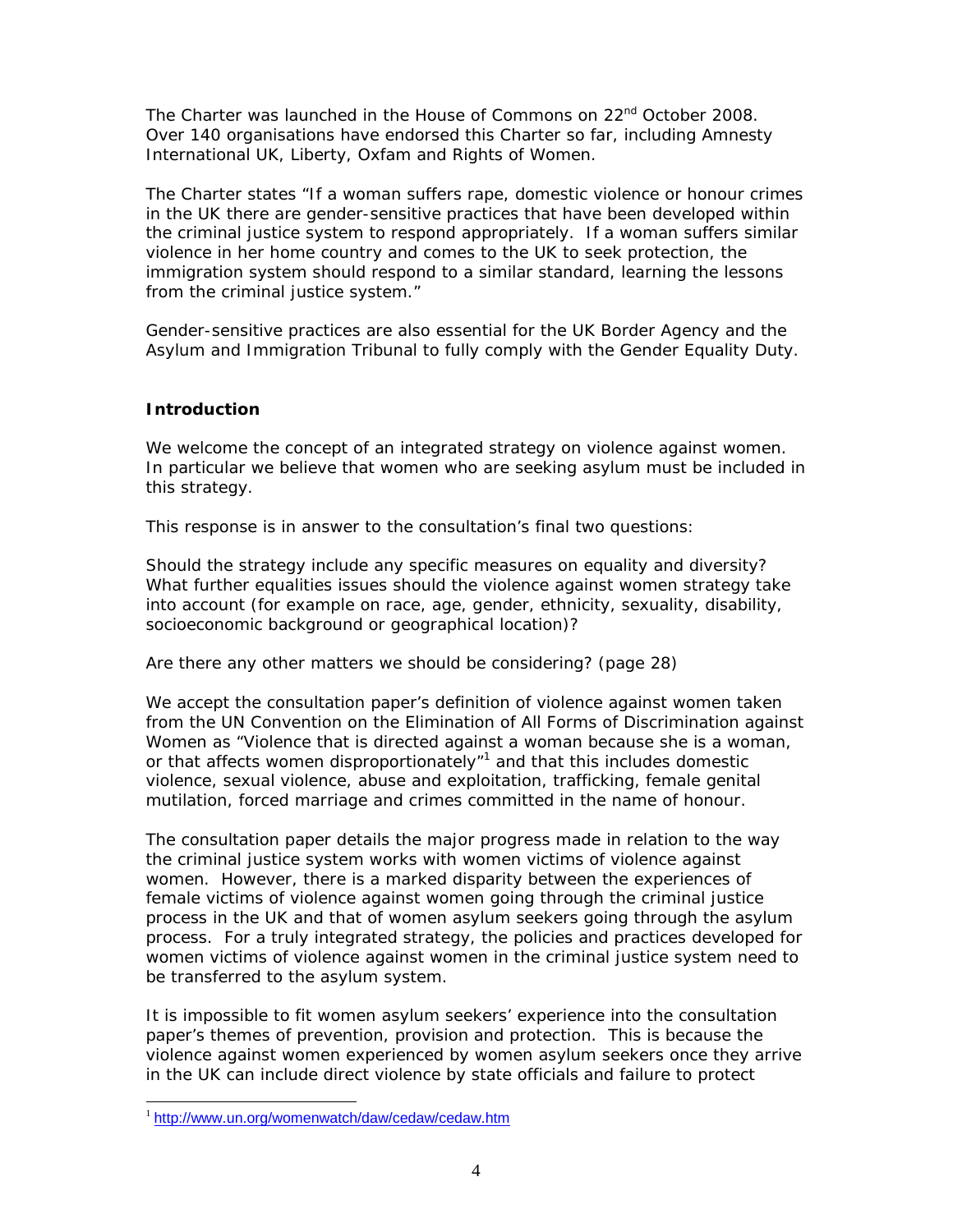The Charter was launched in the House of Commons on 22nd October 2008. Over 140 organisations have endorsed this Charter so far, including Amnesty International UK, Liberty, Oxfam and Rights of Women.

The Charter states "If a woman suffers rape, domestic violence or honour crimes in the UK there are gender-sensitive practices that have been developed within the criminal justice system to respond appropriately. If a woman suffers similar violence in her home country and comes to the UK to seek protection, the immigration system should respond to a similar standard, learning the lessons from the criminal justice system."

Gender-sensitive practices are also essential for the UK Border Agency and the Asylum and Immigration Tribunal to fully comply with the Gender Equality Duty.

## Introduction

We welcome the concept of an integrated strategy on violence against women. In particular we believe that women who are seeking asylum must be included in this strategy.

This response is in answer to the consultation's final two questions:

*Should the strategy include any specific measures on equality and diversity? What further equalities issues should the violence against women strategy take into account (for example on race, age, gender, ethnicity, sexuality, disability, socioeconomic background or geographical location)?*

*Are there any other matters we should be considering? (page 28)*

We accept the consultation paper's definition of violence against women taken from the UN Convention on the Elimination of All Forms of Discrimination against Women as "Violence that is directed against a woman because she is a woman, or that affects women disproportionately"[1] and that this includes domestic violence, sexual violence, abuse and exploitation, trafficking, female genital mutilation, forced marriage and crimes committed in the name of honour.

The consultation paper details the major progress made in relation to the way the criminal justice system works with women victims of violence against women. However, there is a marked disparity between the experiences of female victims of violence against women going through the criminal justice process in the UK and that of women asylum seekers going through the asylum process. For a truly integrated strategy, the policies and practices developed for women victims of violence against women in the criminal justice system need to be transferred to the asylum system.

It is impossible to fit women asylum seekers' experience into the consultation paper's themes of prevention, provision and protection. This is because the violence against women experienced by women asylum seekers once they arrive in the UK can include direct violence by state officials and failure to protect

[1] http://www.un.org/womenwatch/daw/cedaw/cedaw.htm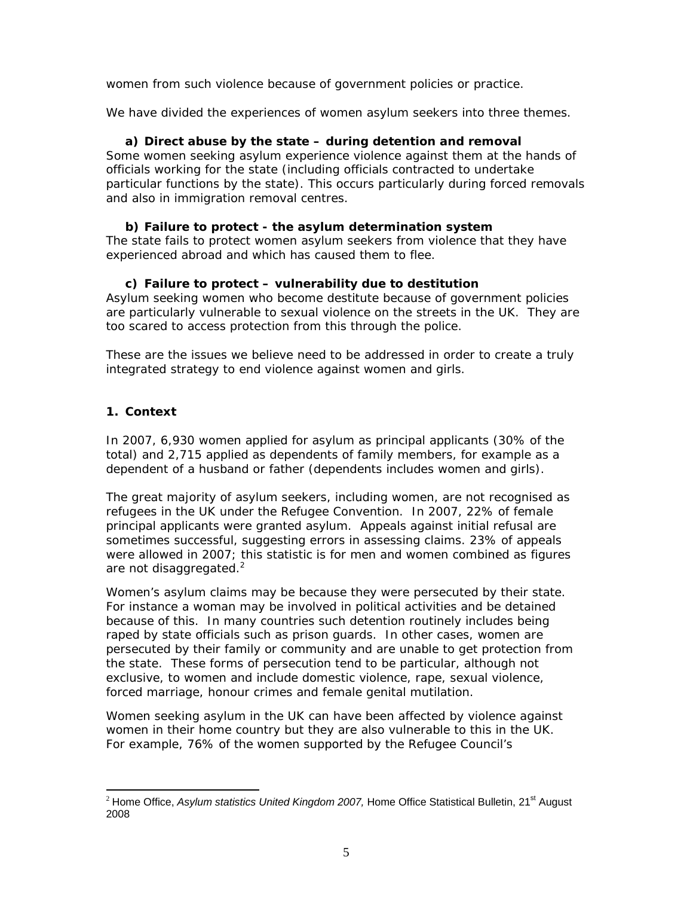women from such violence because of government policies or practice.

We have divided the experiences of women asylum seekers into three themes.

**a) Direct abuse by the state – during detention and removal**

Some women seeking asylum experience violence against them at the hands of officials working for the state (including officials contracted to undertake particular functions by the state). This occurs particularly during forced removals and also in immigration removal centres.

**b) Failure to protect - the asylum determination system**

The state fails to protect women asylum seekers from violence that they have experienced abroad and which has caused them to flee.

**c) Failure to protect – vulnerability due to destitution**

Asylum seeking women who become destitute because of government policies are particularly vulnerable to sexual violence on the streets in the UK. They are too scared to access protection from this through the police.

These are the issues we believe need to be addressed in order to create a truly integrated strategy to end violence against women and girls.

## 1. Context

In 2007, 6,930 women applied for asylum as principal applicants (30% of the total) and 2,715 applied as dependents of family members, for example as a dependent of a husband or father (dependents includes women and girls).

The great majority of asylum seekers, including women, are not recognised as refugees in the UK under the Refugee Convention. In 2007, 22% of female principal applicants were granted asylum. Appeals against initial refusal are sometimes successful, suggesting errors in assessing claims. 23% of appeals were allowed in 2007; this statistic is for men and women combined as figures are not disaggregated.[2]

Women's asylum claims may be because they were persecuted by their state. For instance a woman may be involved in political activities and be detained because of this. In many countries such detention routinely includes being raped by state officials such as prison guards. In other cases, women are persecuted by their family or community and are unable to get protection from the state. These forms of persecution tend to be particular, although not exclusive, to women and include domestic violence, rape, sexual violence, forced marriage, honour crimes and female genital mutilation.

Women seeking asylum in the UK can have been affected by violence against women in their home country but they are also vulnerable to this in the UK. For example, 76% of the women supported by the Refugee Council's

---

[2] Home Office, *Asylum statistics United Kingdom 2007,* Home Office Statistical Bulletin, 21st August 2008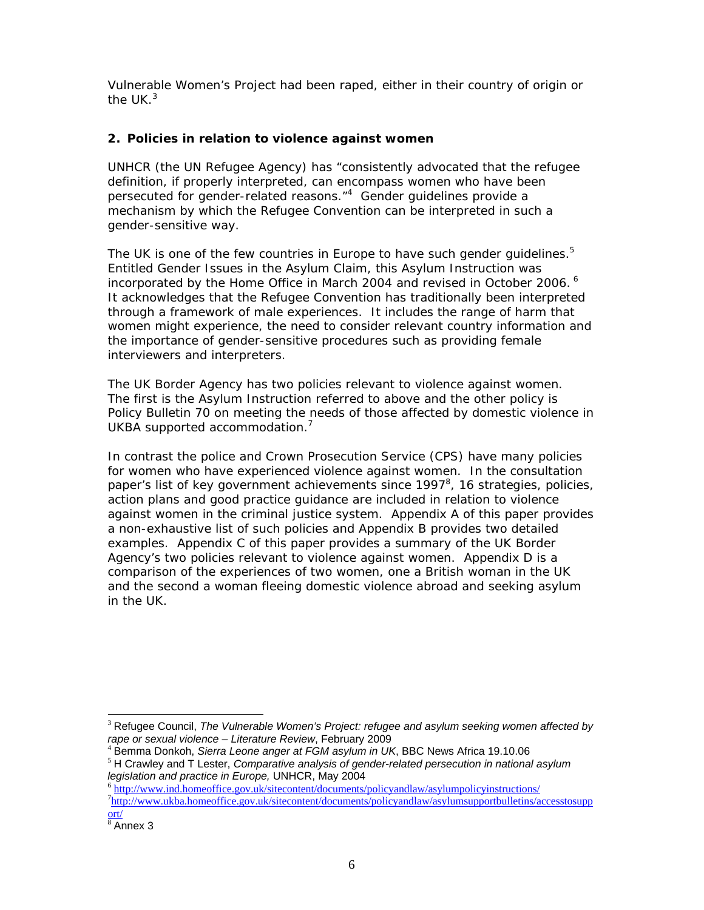Vulnerable Women's Project had been raped, either in their country of origin or the UK.[3]

## 2. Policies in relation to violence against women

UNHCR (the UN Refugee Agency) has "consistently advocated that the refugee definition, if properly interpreted, can encompass women who have been persecuted for gender-related reasons."[4] Gender guidelines provide a mechanism by which the Refugee Convention can be interpreted in such a gender-sensitive way.

The UK is one of the few countries in Europe to have such gender guidelines.[5] Entitled Gender Issues in the Asylum Claim, this Asylum Instruction was incorporated by the Home Office in March 2004 and revised in October 2006.[6] It acknowledges that the Refugee Convention has traditionally been interpreted through a framework of male experiences. It includes the range of harm that women might experience, the need to consider relevant country information and the importance of gender-sensitive procedures such as providing female interviewers and interpreters.

The UK Border Agency has two policies relevant to violence against women. The first is the Asylum Instruction referred to above and the other policy is Policy Bulletin 70 on meeting the needs of those affected by domestic violence in UKBA supported accommodation.[7]

In contrast the police and Crown Prosecution Service (CPS) have many policies for women who have experienced violence against women. In the consultation paper's list of key government achievements since 1997[8], 16 strategies, policies, action plans and good practice guidance are included in relation to violence against women in the criminal justice system. Appendix A of this paper provides a non-exhaustive list of such policies and Appendix B provides two detailed examples. Appendix C of this paper provides a summary of the UK Border Agency's two policies relevant to violence against women. Appendix D is a comparison of the experiences of two women, one a British woman in the UK and the second a woman fleeing domestic violence abroad and seeking asylum in the UK.

---

[3] Refugee Council, *The Vulnerable Women's Project: refugee and asylum seeking women affected by rape or sexual violence – Literature Review*, February 2009

[4] Bemma Donkoh, *Sierra Leone anger at FGM asylum in UK*, BBC News Africa 19.10.06

[5] H Crawley and T Lester, *Comparative analysis of gender-related persecution in national asylum legislation and practice in Europe,* UNHCR, May 2004

[6] http://www.ind.homeoffice.gov.uk/sitecontent/documents/policyandlaw/asylumpolicyinstructions/

[7] http://www.ukba.homeoffice.gov.uk/sitecontent/documents/policyandlaw/asylumsupportbulletins/accesstosupport/

[8] Annex 3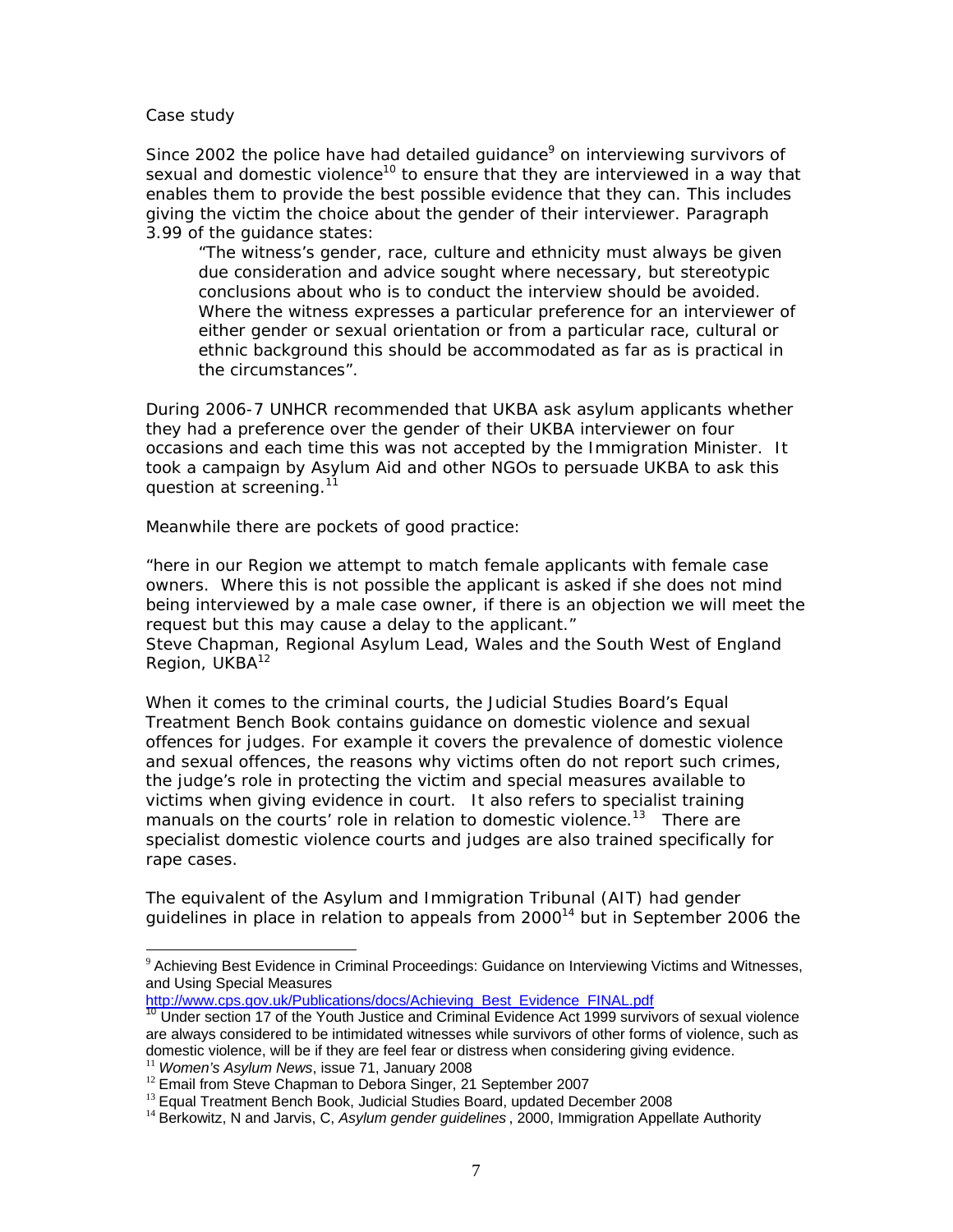Case study

Since 2002 the police have had detailed guidance[9] on interviewing survivors of sexual and domestic violence[10] to ensure that they are interviewed in a way that enables them to provide the best possible evidence that they can. This includes giving the victim the choice about the gender of their interviewer. Paragraph 3.99 of the guidance states:

> "The witness's gender, race, culture and ethnicity must always be given due consideration and advice sought where necessary, but stereotypic conclusions about who is to conduct the interview should be avoided. Where the witness expresses a particular preference for an interviewer of either gender or sexual orientation or from a particular race, cultural or ethnic background this should be accommodated as far as is practical in the circumstances".

During 2006-7 UNHCR recommended that UKBA ask asylum applicants whether they had a preference over the gender of their UKBA interviewer on four occasions and each time this was not accepted by the Immigration Minister. It took a campaign by Asylum Aid and other NGOs to persuade UKBA to ask this question at screening.[11]

Meanwhile there are pockets of good practice:

"here in our Region we attempt to match female applicants with female case owners. Where this is not possible the applicant is asked if she does not mind being interviewed by a male case owner, if there is an objection we will meet the request but this may cause a delay to the applicant."
Steve Chapman, Regional Asylum Lead, Wales and the South West of England Region, UKBA[12]

When it comes to the criminal courts, the Judicial Studies Board's Equal Treatment Bench Book contains guidance on domestic violence and sexual offences for judges. For example it covers the prevalence of domestic violence and sexual offences, the reasons why victims often do not report such crimes, the judge's role in protecting the victim and special measures available to victims when giving evidence in court. It also refers to specialist training manuals on the courts' role in relation to domestic violence.[13] There are specialist domestic violence courts and judges are also trained specifically for rape cases.

The equivalent of the Asylum and Immigration Tribunal (AIT) had gender guidelines in place in relation to appeals from 2000[14] but in September 2006 the

---

[9] Achieving Best Evidence in Criminal Proceedings: Guidance on Interviewing Victims and Witnesses, and Using Special Measures http://www.cps.gov.uk/Publications/docs/Achieving_Best_Evidence_FINAL.pdf

[10] Under section 17 of the Youth Justice and Criminal Evidence Act 1999 survivors of sexual violence are always considered to be intimidated witnesses while survivors of other forms of violence, such as domestic violence, will be if they are feel fear or distress when considering giving evidence.

[11] *Women's Asylum News*, issue 71, January 2008

[12] Email from Steve Chapman to Debora Singer, 21 September 2007

[13] Equal Treatment Bench Book, Judicial Studies Board, updated December 2008

[14] Berkowitz, N and Jarvis, C, *Asylum gender guidelines*, 2000, Immigration Appellate Authority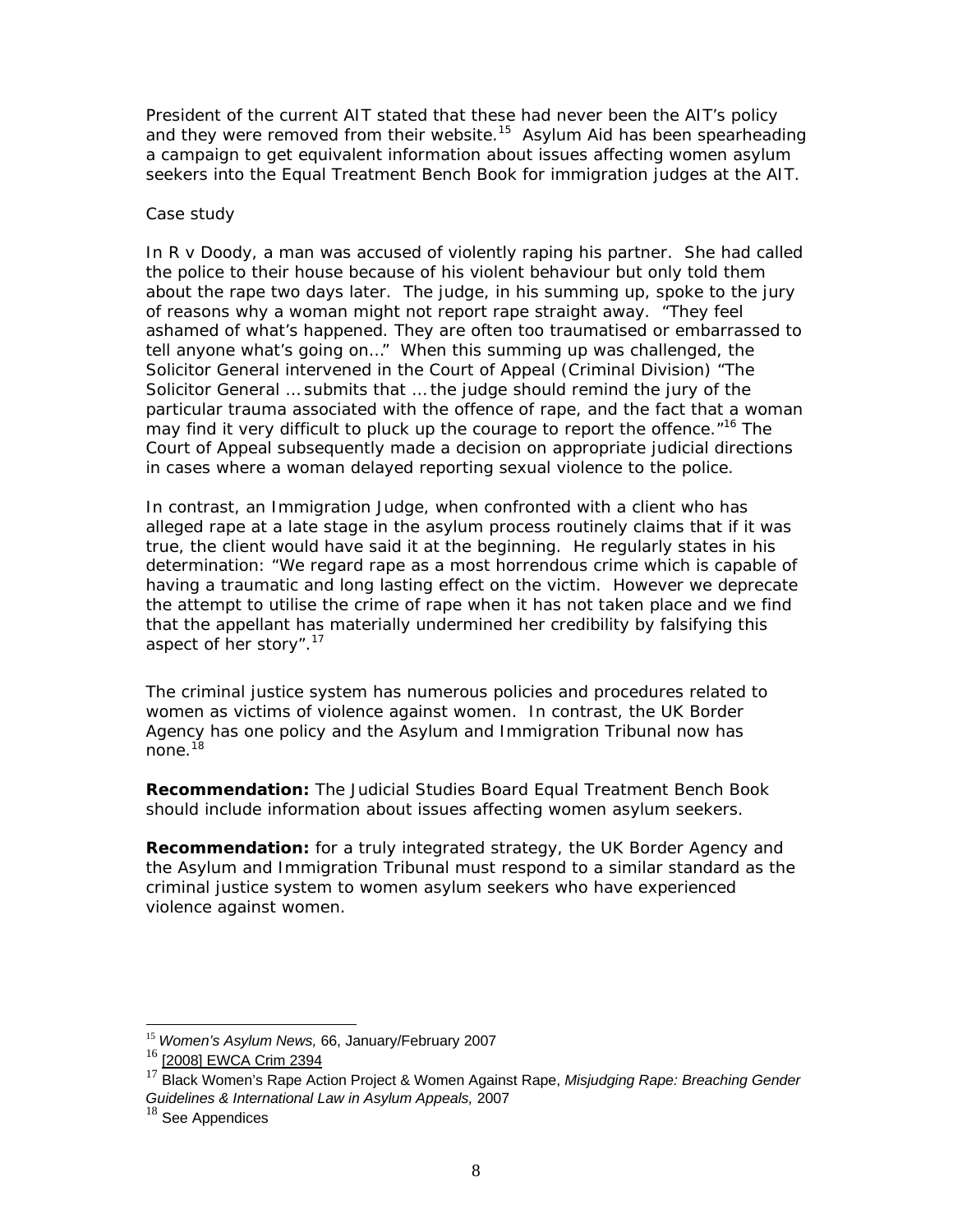President of the current AIT stated that these had never been the AIT's policy and they were removed from their website.[15] Asylum Aid has been spearheading a campaign to get equivalent information about issues affecting women asylum seekers into the Equal Treatment Bench Book for immigration judges at the AIT.

Case study

In R v Doody, a man was accused of violently raping his partner. She had called the police to their house because of his violent behaviour but only told them about the rape two days later. The judge, in his summing up, spoke to the jury of reasons why a woman might not report rape straight away. "They feel ashamed of what's happened. They are often too traumatised or embarrassed to tell anyone what's going on…" When this summing up was challenged, the Solicitor General intervened in the Court of Appeal (Criminal Division) "The Solicitor General … submits that … the judge should remind the jury of the particular trauma associated with the offence of rape, and the fact that a woman may find it very difficult to pluck up the courage to report the offence."[16] The Court of Appeal subsequently made a decision on appropriate judicial directions in cases where a woman delayed reporting sexual violence to the police.

In contrast, an Immigration Judge, when confronted with a client who has alleged rape at a late stage in the asylum process routinely claims that if it was true, the client would have said it at the beginning. He regularly states in his determination: "We regard rape as a most horrendous crime which is capable of having a traumatic and long lasting effect on the victim. However we deprecate the attempt to utilise the crime of rape when it has not taken place and we find that the appellant has materially undermined her credibility by falsifying this aspect of her story".[17]

The criminal justice system has numerous policies and procedures related to women as victims of violence against women. In contrast, the UK Border Agency has one policy and the Asylum and Immigration Tribunal now has none.[18]

**Recommendation:** The Judicial Studies Board Equal Treatment Bench Book should include information about issues affecting women asylum seekers.

**Recommendation:** for a truly integrated strategy, the UK Border Agency and the Asylum and Immigration Tribunal must respond to a similar standard as the criminal justice system to women asylum seekers who have experienced violence against women.

---

[15] *Women's Asylum News,* 66, January/February 2007

[16] [2008] EWCA Crim 2394

[17] Black Women's Rape Action Project & Women Against Rape, *Misjudging Rape: Breaching Gender Guidelines & International Law in Asylum Appeals,* 2007

[18] See Appendices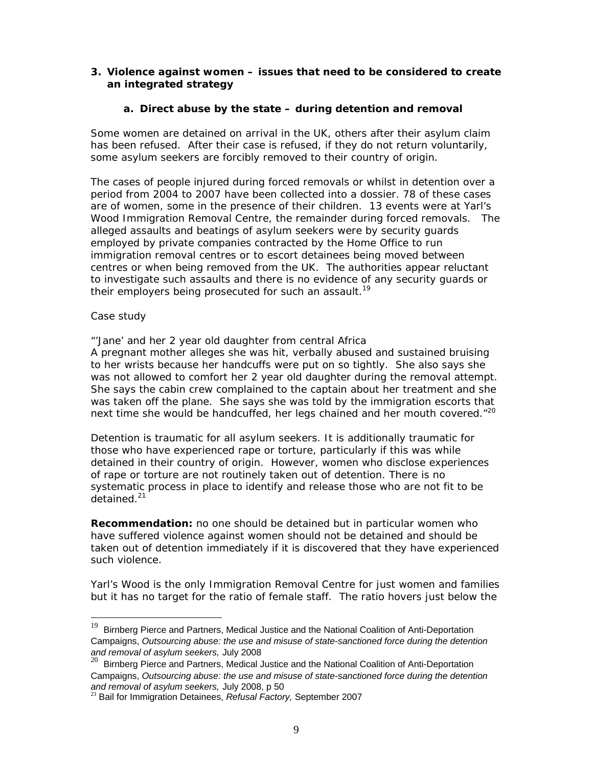## 3. Violence against women – issues that need to be considered to create an integrated strategy

### a. Direct abuse by the state – during detention and removal

Some women are detained on arrival in the UK, others after their asylum claim has been refused. After their case is refused, if they do not return voluntarily, some asylum seekers are forcibly removed to their country of origin.

The cases of people injured during forced removals or whilst in detention over a period from 2004 to 2007 have been collected into a dossier. 78 of these cases are of women, some in the presence of their children. 13 events were at Yarl's Wood Immigration Removal Centre, the remainder during forced removals. The alleged assaults and beatings of asylum seekers were by security guards employed by private companies contracted by the Home Office to run immigration removal centres or to escort detainees being moved between centres or when being removed from the UK. The authorities appear reluctant to investigate such assaults and there is no evidence of any security guards or their employers being prosecuted for such an assault.[19]

Case study

"'Jane' and her 2 year old daughter from central Africa
A pregnant mother alleges she was hit, verbally abused and sustained bruising to her wrists because her handcuffs were put on so tightly. She also says she was not allowed to comfort her 2 year old daughter during the removal attempt. She says the cabin crew complained to the captain about her treatment and she was taken off the plane. She says she was told by the immigration escorts that next time she would be handcuffed, her legs chained and her mouth covered."[20]

Detention is traumatic for all asylum seekers. It is additionally traumatic for those who have experienced rape or torture, particularly if this was while detained in their country of origin. However, women who disclose experiences of rape or torture are not routinely taken out of detention. There is no systematic process in place to identify and release those who are not fit to be detained.[21]

**Recommendation:** no one should be detained but in particular women who have suffered violence against women should not be detained and should be taken out of detention immediately if it is discovered that they have experienced such violence.

Yarl's Wood is the only Immigration Removal Centre for just women and families but it has no target for the ratio of female staff. The ratio hovers just below the

---

[19] Birnberg Pierce and Partners, Medical Justice and the National Coalition of Anti-Deportation Campaigns, *Outsourcing abuse: the use and misuse of state-sanctioned force during the detention and removal of asylum seekers,* July 2008

[20] Birnberg Pierce and Partners, Medical Justice and the National Coalition of Anti-Deportation Campaigns, *Outsourcing abuse: the use and misuse of state-sanctioned force during the detention and removal of asylum seekers,* July 2008, p 50

[21] Bail for Immigration Detainees, *Refusal Factory,* September 2007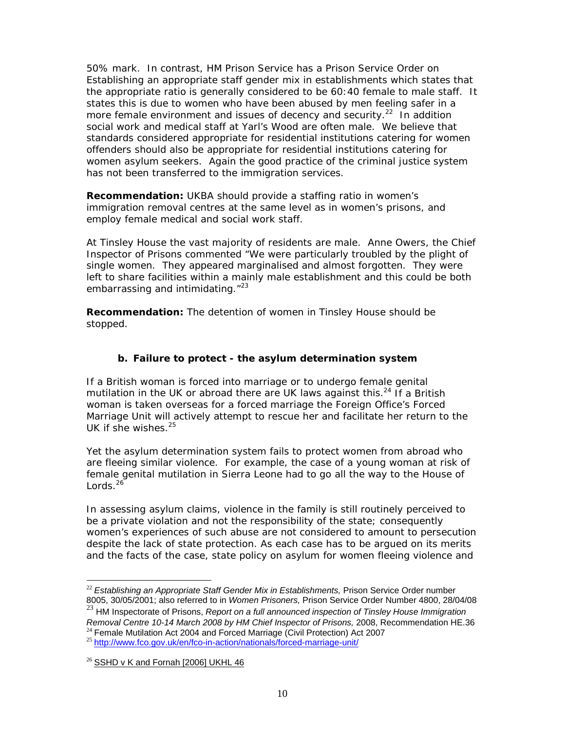50% mark. In contrast, HM Prison Service has a Prison Service Order on Establishing an appropriate staff gender mix in establishments which states that the appropriate ratio is generally considered to be 60:40 female to male staff. It states this is due to women who have been abused by men feeling safer in a more female environment and issues of decency and security.[22] In addition social work and medical staff at Yarl's Wood are often male. We believe that standards considered appropriate for residential institutions catering for women offenders should also be appropriate for residential institutions catering for women asylum seekers. Again the good practice of the criminal justice system has not been transferred to the immigration services.

**Recommendation:** UKBA should provide a staffing ratio in women's immigration removal centres at the same level as in women's prisons, and employ female medical and social work staff.

At Tinsley House the vast majority of residents are male. Anne Owers, the Chief Inspector of Prisons commented "We were particularly troubled by the plight of single women. They appeared marginalised and almost forgotten. They were left to share facilities within a mainly male establishment and this could be both embarrassing and intimidating."[23]

**Recommendation:** The detention of women in Tinsley House should be stopped.

### b. Failure to protect - the asylum determination system

If a British woman is forced into marriage or to undergo female genital mutilation in the UK or abroad there are UK laws against this.[24] If a British woman is taken overseas for a forced marriage the Foreign Office's Forced Marriage Unit will actively attempt to rescue her and facilitate her return to the UK if she wishes.[25]

Yet the asylum determination system fails to protect women from abroad who are fleeing similar violence. For example, the case of a young woman at risk of female genital mutilation in Sierra Leone had to go all the way to the House of Lords.[26]

In assessing asylum claims, violence in the family is still routinely perceived to be a private violation and not the responsibility of the state; consequently women's experiences of such abuse are not considered to amount to persecution despite the lack of state protection. As each case has to be argued on its merits and the facts of the case, state policy on asylum for women fleeing violence and

---

[22] *Establishing an Appropriate Staff Gender Mix in Establishments,* Prison Service Order number 8005, 30/05/2001; also referred to in *Women Prisoners,* Prison Service Order Number 4800, 28/04/08

[23] HM Inspectorate of Prisons, *Report on a full announced inspection of Tinsley House Immigration Removal Centre 10-14 March 2008 by HM Chief Inspector of Prisons,* 2008, Recommendation HE.36

[24] Female Mutilation Act 2004 and Forced Marriage (Civil Protection) Act 2007

[25] http://www.fco.gov.uk/en/fco-in-action/nationals/forced-marriage-unit/

[26] SSHD v K and Fornah [2006] UKHL 46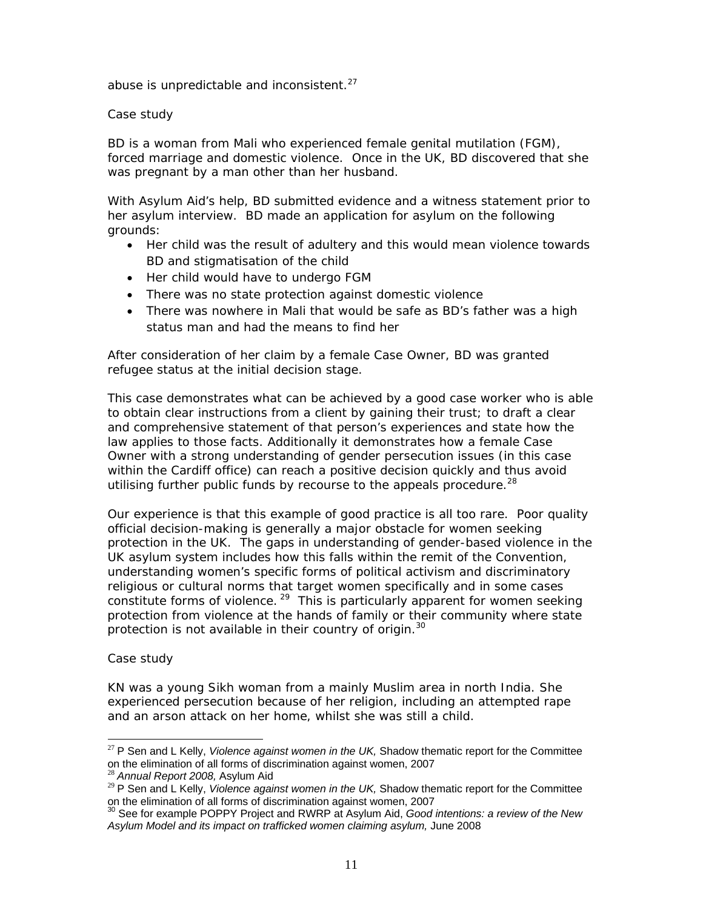abuse is unpredictable and inconsistent.[27]

Case study

BD is a woman from Mali who experienced female genital mutilation (FGM), forced marriage and domestic violence. Once in the UK, BD discovered that she was pregnant by a man other than her husband.

With Asylum Aid's help, BD submitted evidence and a witness statement prior to her asylum interview. BD made an application for asylum on the following grounds:

- Her child was the result of adultery and this would mean violence towards BD and stigmatisation of the child
- Her child would have to undergo FGM
- There was no state protection against domestic violence
- There was nowhere in Mali that would be safe as BD's father was a high status man and had the means to find her

After consideration of her claim by a female Case Owner, BD was granted refugee status at the initial decision stage.

This case demonstrates what can be achieved by a good case worker who is able to obtain clear instructions from a client by gaining their trust; to draft a clear and comprehensive statement of that person's experiences and state how the law applies to those facts. Additionally it demonstrates how a female Case Owner with a strong understanding of gender persecution issues (in this case within the Cardiff office) can reach a positive decision quickly and thus avoid utilising further public funds by recourse to the appeals procedure.[28]

Our experience is that this example of good practice is all too rare. Poor quality official decision-making is generally a major obstacle for women seeking protection in the UK. The gaps in understanding of gender-based violence in the UK asylum system includes how this falls within the remit of the Convention, understanding women's specific forms of political activism and discriminatory religious or cultural norms that target women specifically and in some cases constitute forms of violence.[29] This is particularly apparent for women seeking protection from violence at the hands of family or their community where state protection is not available in their country of origin.[30]

Case study

KN was a young Sikh woman from a mainly Muslim area in north India. She experienced persecution because of her religion, including an attempted rape and an arson attack on her home, whilst she was still a child.

---

[27] P Sen and L Kelly, *Violence against women in the UK,* Shadow thematic report for the Committee on the elimination of all forms of discrimination against women, 2007

[28] *Annual Report 2008,* Asylum Aid

[29] P Sen and L Kelly, *Violence against women in the UK,* Shadow thematic report for the Committee on the elimination of all forms of discrimination against women, 2007

[30] See for example POPPY Project and RWRP at Asylum Aid, *Good intentions: a review of the New Asylum Model and its impact on trafficked women claiming asylum,* June 2008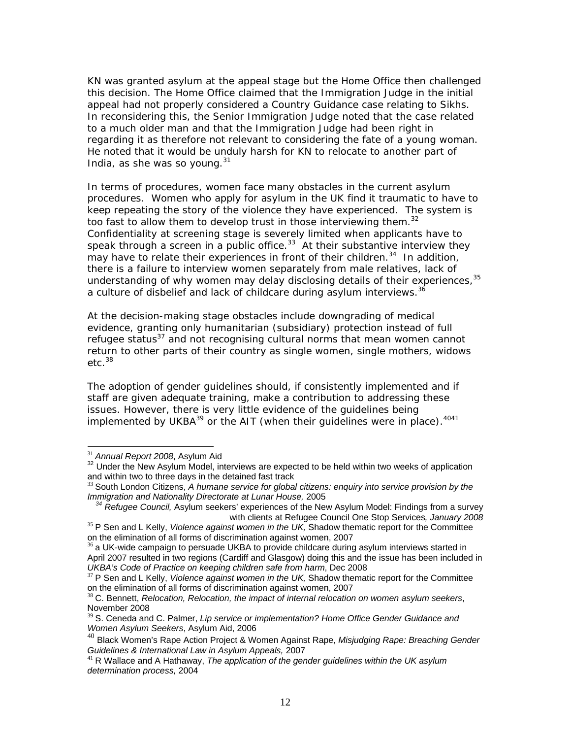KN was granted asylum at the appeal stage but the Home Office then challenged this decision. The Home Office claimed that the Immigration Judge in the initial appeal had not properly considered a Country Guidance case relating to Sikhs. In reconsidering this, the Senior Immigration Judge noted that the case related to a much older man and that the Immigration Judge had been right in regarding it as therefore not relevant to considering the fate of a young woman. He noted that it would be unduly harsh for KN to relocate to another part of India, as she was so young.[31]

In terms of procedures, women face many obstacles in the current asylum procedures. Women who apply for asylum in the UK find it traumatic to have to keep repeating the story of the violence they have experienced. The system is too fast to allow them to develop trust in those interviewing them.[32] Confidentiality at screening stage is severely limited when applicants have to speak through a screen in a public office.[33] At their substantive interview they may have to relate their experiences in front of their children.[34] In addition, there is a failure to interview women separately from male relatives, lack of understanding of why women may delay disclosing details of their experiences,[35] a culture of disbelief and lack of childcare during asylum interviews.[36]

At the decision-making stage obstacles include downgrading of medical evidence, granting only humanitarian (subsidiary) protection instead of full refugee status[37] and not recognising cultural norms that mean women cannot return to other parts of their country as single women, single mothers, widows etc.[38]

The adoption of gender guidelines should, if consistently implemented and if staff are given adequate training, make a contribution to addressing these issues. However, there is very little evidence of the guidelines being implemented by UKBA[39] or the AIT (when their guidelines were in place).[40][41]

---

[31] *Annual Report 2008*, Asylum Aid

[32] Under the New Asylum Model, interviews are expected to be held within two weeks of application and within two to three days in the detained fast track

[33] South London Citizens, *A humane service for global citizens: enquiry into service provision by the Immigration and Nationality Directorate at Lunar House,* 2005

[34] *Refugee Council,* Asylum seekers' experiences of the New Asylum Model: Findings from a survey with clients at Refugee Council One Stop Services*, January 2008*

[35] P Sen and L Kelly, *Violence against women in the UK,* Shadow thematic report for the Committee on the elimination of all forms of discrimination against women, 2007

[36] a UK-wide campaign to persuade UKBA to provide childcare during asylum interviews started in April 2007 resulted in two regions (Cardiff and Glasgow) doing this and the issue has been included in *UKBA's Code of Practice on keeping children safe from harm*, Dec 2008

[37] P Sen and L Kelly, *Violence against women in the UK,* Shadow thematic report for the Committee on the elimination of all forms of discrimination against women, 2007

[38] C. Bennett, *Relocation, Relocation, the impact of internal relocation on women asylum seekers*, November 2008

[39] S. Ceneda and C. Palmer, *Lip service or implementation? Home Office Gender Guidance and Women Asylum Seekers*, Asylum Aid, 2006

[40] Black Women's Rape Action Project & Women Against Rape, *Misjudging Rape: Breaching Gender Guidelines & International Law in Asylum Appeals,* 2007

[41] R Wallace and A Hathaway, *The application of the gender guidelines within the UK asylum determination process,* 2004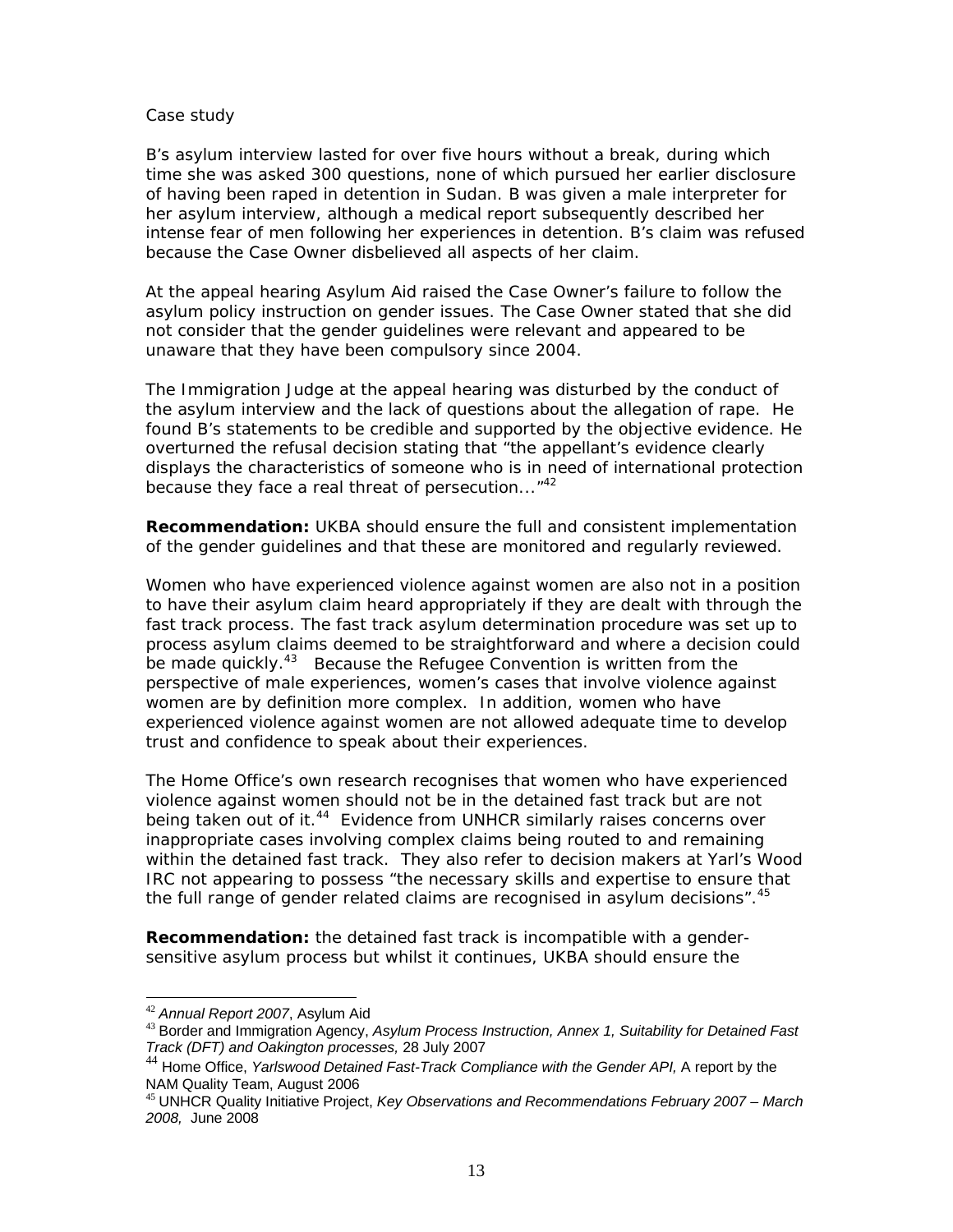Case study

B's asylum interview lasted for over five hours without a break, during which time she was asked 300 questions, none of which pursued her earlier disclosure of having been raped in detention in Sudan. B was given a male interpreter for her asylum interview, although a medical report subsequently described her intense fear of men following her experiences in detention. B's claim was refused because the Case Owner disbelieved all aspects of her claim.

At the appeal hearing Asylum Aid raised the Case Owner's failure to follow the asylum policy instruction on gender issues. The Case Owner stated that she did not consider that the gender guidelines were relevant and appeared to be unaware that they have been compulsory since 2004.

The Immigration Judge at the appeal hearing was disturbed by the conduct of the asylum interview and the lack of questions about the allegation of rape. He found B's statements to be credible and supported by the objective evidence. He overturned the refusal decision stating that "the appellant's evidence clearly displays the characteristics of someone who is in need of international protection because they face a real threat of persecution..."[42]

**Recommendation:** UKBA should ensure the full and consistent implementation of the gender guidelines and that these are monitored and regularly reviewed.

Women who have experienced violence against women are also not in a position to have their asylum claim heard appropriately if they are dealt with through the fast track process. The fast track asylum determination procedure was set up to process asylum claims deemed to be straightforward and where a decision could be made quickly.[43] Because the Refugee Convention is written from the perspective of male experiences, women's cases that involve violence against women are by definition more complex. In addition, women who have experienced violence against women are not allowed adequate time to develop trust and confidence to speak about their experiences.

The Home Office's own research recognises that women who have experienced violence against women should not be in the detained fast track but are not being taken out of it.[44] Evidence from UNHCR similarly raises concerns over inappropriate cases involving complex claims being routed to and remaining within the detained fast track. They also refer to decision makers at Yarl's Wood IRC not appearing to possess "the necessary skills and expertise to ensure that the full range of gender related claims are recognised in asylum decisions".[45]

**Recommendation:** the detained fast track is incompatible with a gender-sensitive asylum process but whilst it continues, UKBA should ensure the

---

[42] *Annual Report 2007*, Asylum Aid

[43] Border and Immigration Agency, *Asylum Process Instruction, Annex 1, Suitability for Detained Fast Track (DFT) and Oakington processes,* 28 July 2007

[44] Home Office, *Yarlswood Detained Fast-Track Compliance with the Gender API,* A report by the NAM Quality Team, August 2006

[45] UNHCR Quality Initiative Project, *Key Observations and Recommendations February 2007 – March 2008,* June 2008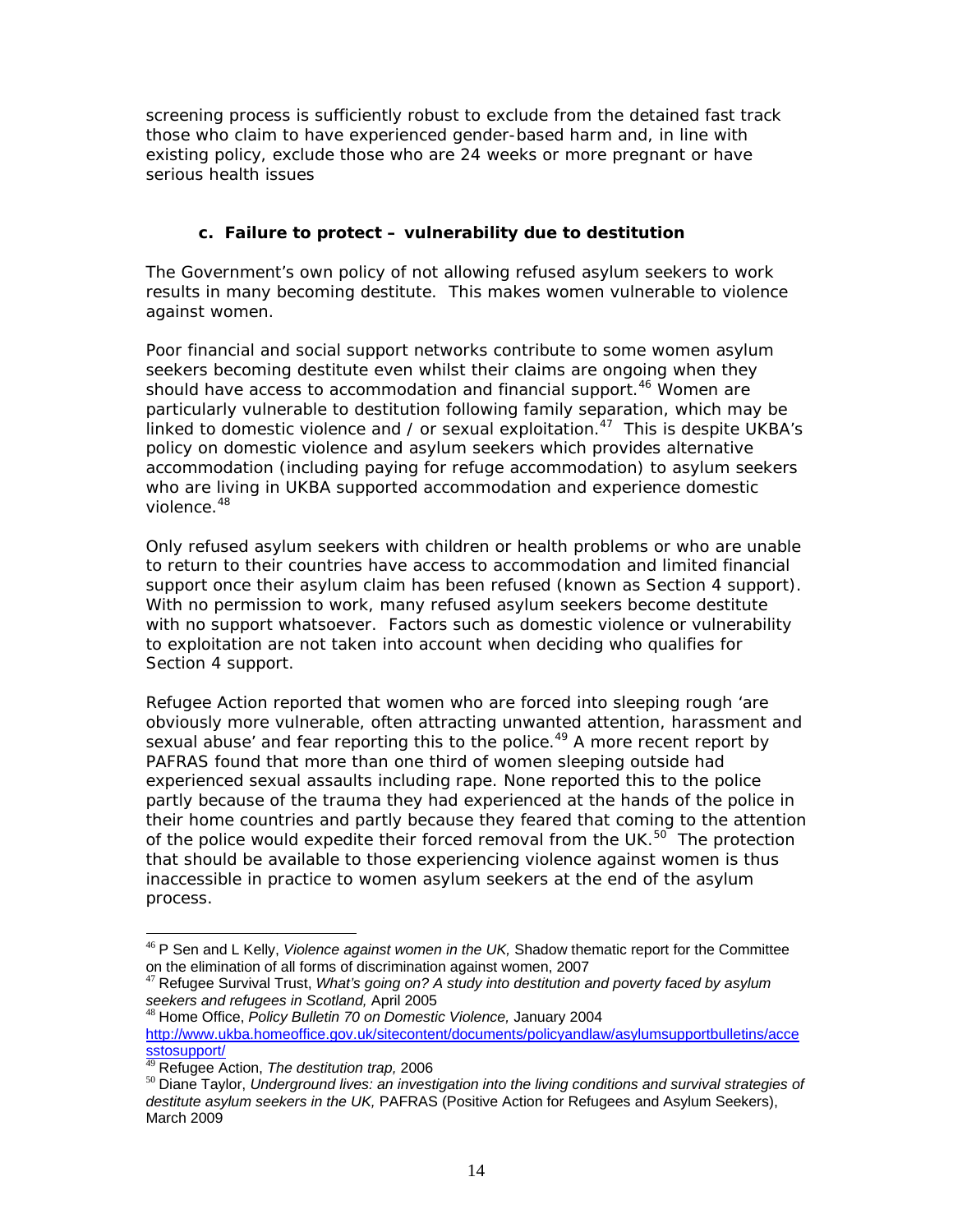screening process is sufficiently robust to exclude from the detained fast track those who claim to have experienced gender-based harm and, in line with existing policy, exclude those who are 24 weeks or more pregnant or have serious health issues

### c. Failure to protect – vulnerability due to destitution

The Government's own policy of not allowing refused asylum seekers to work results in many becoming destitute. This makes women vulnerable to violence against women.

Poor financial and social support networks contribute to some women asylum seekers becoming destitute even whilst their claims are ongoing when they should have access to accommodation and financial support.[46] Women are particularly vulnerable to destitution following family separation, which may be linked to domestic violence and / or sexual exploitation.[47] This is despite UKBA's policy on domestic violence and asylum seekers which provides alternative accommodation (including paying for refuge accommodation) to asylum seekers who are living in UKBA supported accommodation and experience domestic violence.[48]

Only refused asylum seekers with children or health problems or who are unable to return to their countries have access to accommodation and limited financial support once their asylum claim has been refused (known as Section 4 support). With no permission to work, many refused asylum seekers become destitute with no support whatsoever. Factors such as domestic violence or vulnerability to exploitation are not taken into account when deciding who qualifies for Section 4 support.

Refugee Action reported that women who are forced into sleeping rough 'are obviously more vulnerable, often attracting unwanted attention, harassment and sexual abuse' and fear reporting this to the police.[49] A more recent report by PAFRAS found that more than one third of women sleeping outside had experienced sexual assaults including rape. None reported this to the police partly because of the trauma they had experienced at the hands of the police in their home countries and partly because they feared that coming to the attention of the police would expedite their forced removal from the UK.[50] The protection that should be available to those experiencing violence against women is thus inaccessible in practice to women asylum seekers at the end of the asylum process.

---

[46] P Sen and L Kelly, *Violence against women in the UK,* Shadow thematic report for the Committee on the elimination of all forms of discrimination against women, 2007

[47] Refugee Survival Trust, *What's going on? A study into destitution and poverty faced by asylum seekers and refugees in Scotland,* April 2005

[48] Home Office, *Policy Bulletin 70 on Domestic Violence,* January 2004 http://www.ukba.homeoffice.gov.uk/sitecontent/documents/policyandlaw/asylumsupportbulletins/accesstosupport/

[49] Refugee Action, *The destitution trap,* 2006

[50] Diane Taylor, *Underground lives: an investigation into the living conditions and survival strategies of destitute asylum seekers in the UK,* PAFRAS (Positive Action for Refugees and Asylum Seekers), March 2009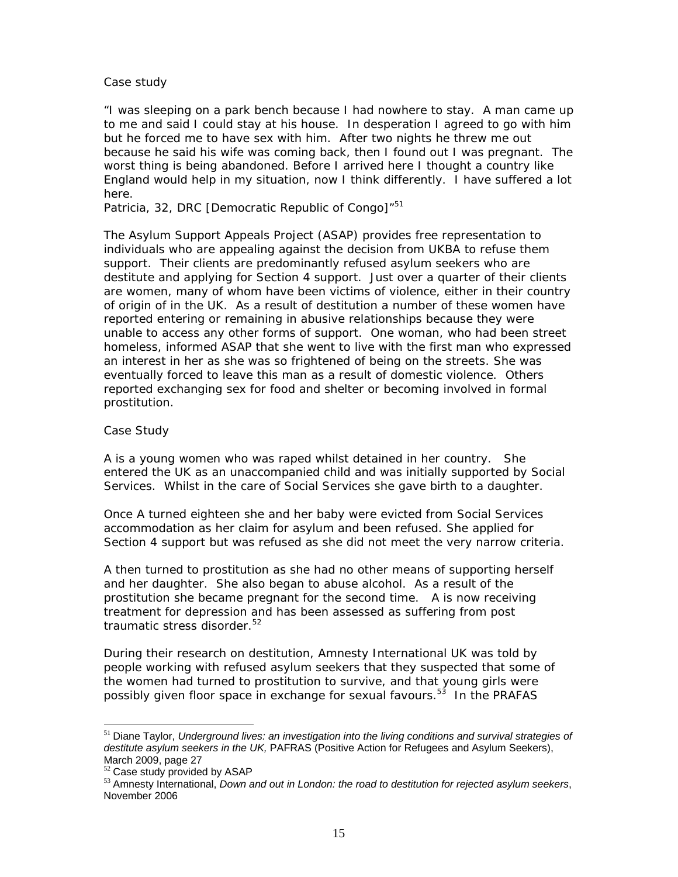Case study

"I was sleeping on a park bench because I had nowhere to stay. A man came up to me and said I could stay at his house. In desperation I agreed to go with him but he forced me to have sex with him. After two nights he threw me out because he said his wife was coming back, then I found out I was pregnant. The worst thing is being abandoned. Before I arrived here I thought a country like England would help in my situation, now I think differently. I have suffered a lot here.
Patricia, 32, DRC [Democratic Republic of Congo]"[51]

The Asylum Support Appeals Project (ASAP) provides free representation to individuals who are appealing against the decision from UKBA to refuse them support. Their clients are predominantly refused asylum seekers who are destitute and applying for Section 4 support. Just over a quarter of their clients are women, many of whom have been victims of violence, either in their country of origin of in the UK. As a result of destitution a number of these women have reported entering or remaining in abusive relationships because they were unable to access any other forms of support. One woman, who had been street homeless, informed ASAP that she went to live with the first man who expressed an interest in her as she was so frightened of being on the streets. She was eventually forced to leave this man as a result of domestic violence. Others reported exchanging sex for food and shelter or becoming involved in formal prostitution.

Case Study

A is a young women who was raped whilst detained in her country. She entered the UK as an unaccompanied child and was initially supported by Social Services. Whilst in the care of Social Services she gave birth to a daughter.

Once A turned eighteen she and her baby were evicted from Social Services accommodation as her claim for asylum and been refused. She applied for Section 4 support but was refused as she did not meet the very narrow criteria.

A then turned to prostitution as she had no other means of supporting herself and her daughter. She also began to abuse alcohol. As a result of the prostitution she became pregnant for the second time. A is now receiving treatment for depression and has been assessed as suffering from post traumatic stress disorder.[52]

During their research on destitution, Amnesty International UK was told by people working with refused asylum seekers that they suspected that some of the women had turned to prostitution to survive, and that young girls were possibly given floor space in exchange for sexual favours.[53] In the PRAFAS

---

[51] Diane Taylor, *Underground lives: an investigation into the living conditions and survival strategies of destitute asylum seekers in the UK,* PAFRAS (Positive Action for Refugees and Asylum Seekers), March 2009, page 27

[52] Case study provided by ASAP

[53] Amnesty International, *Down and out in London: the road to destitution for rejected asylum seekers*, November 2006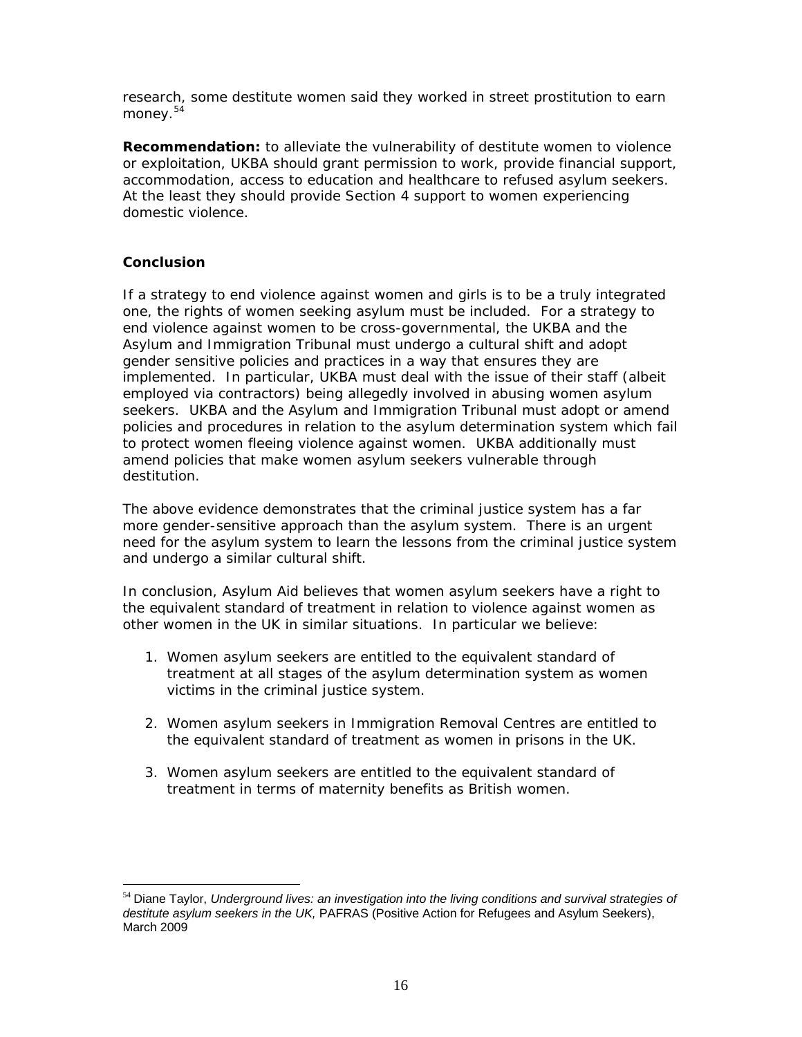research, some destitute women said they worked in street prostitution to earn money.[54]

**Recommendation:** to alleviate the vulnerability of destitute women to violence or exploitation, UKBA should grant permission to work, provide financial support, accommodation, access to education and healthcare to refused asylum seekers. At the least they should provide Section 4 support to women experiencing domestic violence.

**Conclusion**

If a strategy to end violence against women and girls is to be a truly integrated one, the rights of women seeking asylum must be included. For a strategy to end violence against women to be cross-governmental, the UKBA and the Asylum and Immigration Tribunal must undergo a cultural shift and adopt gender sensitive policies and practices in a way that ensures they are implemented. In particular, UKBA must deal with the issue of their staff (albeit employed via contractors) being allegedly involved in abusing women asylum seekers. UKBA and the Asylum and Immigration Tribunal must adopt or amend policies and procedures in relation to the asylum determination system which fail to protect women fleeing violence against women. UKBA additionally must amend policies that make women asylum seekers vulnerable through destitution.

The above evidence demonstrates that the criminal justice system has a far more gender-sensitive approach than the asylum system. There is an urgent need for the asylum system to learn the lessons from the criminal justice system and undergo a similar cultural shift.

In conclusion, Asylum Aid believes that women asylum seekers have a right to the equivalent standard of treatment in relation to violence against women as other women in the UK in similar situations. In particular we believe:

1. Women asylum seekers are entitled to the equivalent standard of treatment at all stages of the asylum determination system as women victims in the criminal justice system.
2. Women asylum seekers in Immigration Removal Centres are entitled to the equivalent standard of treatment as women in prisons in the UK.
3. Women asylum seekers are entitled to the equivalent standard of treatment in terms of maternity benefits as British women.

---

[54] Diane Taylor, *Underground lives: an investigation into the living conditions and survival strategies of destitute asylum seekers in the UK,* PAFRAS (Positive Action for Refugees and Asylum Seekers), March 2009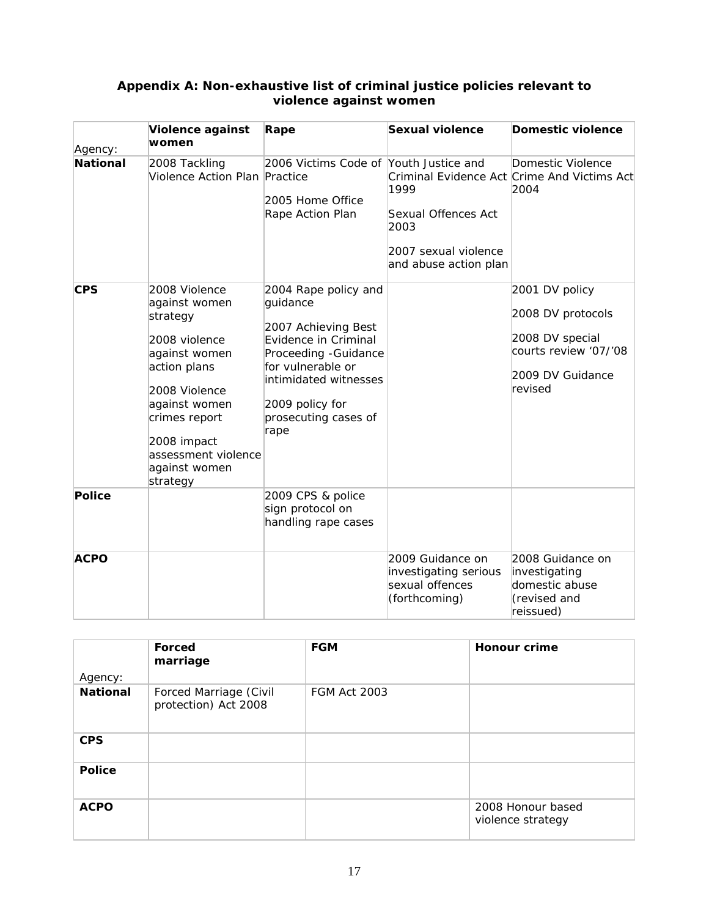## Appendix A: Non-exhaustive list of criminal justice policies relevant to violence against women

| Agency: | Violence against women | Rape | Sexual violence | Domestic violence |
|---|---|---|---|---|
| **National** | 2008 Tackling Violence Action Plan | 2006 Victims Code of Practice<br><br>2005 Home Office Rape Action Plan | Youth Justice and Criminal Evidence Act 1999<br><br>Sexual Offences Act 2003<br><br>2007 sexual violence and abuse action plan | Domestic Violence Crime And Victims Act 2004 |
| **CPS** | 2008 Violence against women strategy<br><br>2008 violence against women action plans<br><br>2008 Violence against women crimes report<br><br>2008 impact assessment violence against women strategy | 2004 Rape policy and guidance<br><br>2007 Achieving Best Evidence in Criminal Proceeding -Guidance for vulnerable or intimidated witnesses<br><br>2009 policy for prosecuting cases of rape | | 2001 DV policy<br><br>2008 DV protocols<br><br>2008 DV special courts review '07/'08<br><br>2009 DV Guidance revised |
| **Police** | | 2009 CPS & police sign protocol on handling rape cases | | |
| **ACPO** | | | 2009 Guidance on investigating serious sexual offences (forthcoming) | 2008 Guidance on investigating domestic abuse (revised and reissued) |

| Agency: | Forced marriage | FGM | Honour crime |
|---|---|---|---|
| **National** | Forced Marriage (Civil protection) Act 2008 | FGM Act 2003 | |
| **CPS** | | | |
| **Police** | | | |
| **ACPO** | | | 2008 Honour based violence strategy |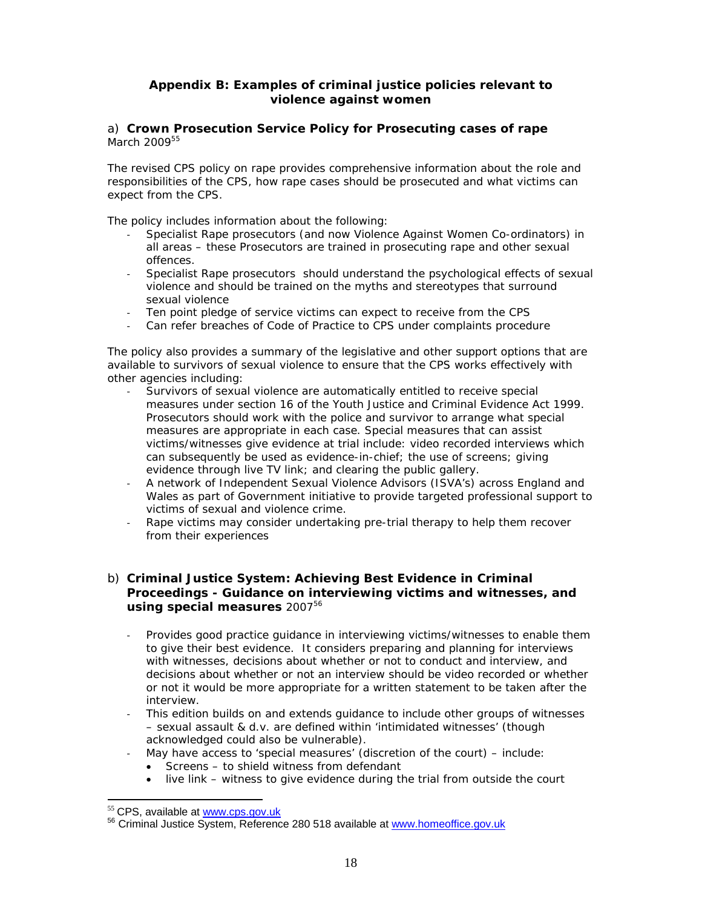## Appendix B: Examples of criminal justice policies relevant to violence against women

### a) Crown Prosecution Service Policy for Prosecuting cases of rape

March 2009[55]

The revised CPS policy on rape provides comprehensive information about the role and responsibilities of the CPS, how rape cases should be prosecuted and what victims can expect from the CPS.

The policy includes information about the following:

- Specialist Rape prosecutors (and now Violence Against Women Co-ordinators) in all areas – these Prosecutors are trained in prosecuting rape and other sexual offences.
- Specialist Rape prosecutors should understand the psychological effects of sexual violence and should be trained on the myths and stereotypes that surround sexual violence
- Ten point pledge of service victims can expect to receive from the CPS
- Can refer breaches of Code of Practice to CPS under complaints procedure

The policy also provides a summary of the legislative and other support options that are available to survivors of sexual violence to ensure that the CPS works effectively with other agencies including:

- Survivors of sexual violence are automatically entitled to receive special measures under section 16 of the Youth Justice and Criminal Evidence Act 1999. Prosecutors should work with the police and survivor to arrange what special measures are appropriate in each case. Special measures that can assist victims/witnesses give evidence at trial include: video recorded interviews which can subsequently be used as evidence-in-chief; the use of screens; giving evidence through live TV link; and clearing the public gallery.
- A network of Independent Sexual Violence Advisors (ISVA's) across England and Wales as part of Government initiative to provide targeted professional support to victims of sexual and violence crime.
- Rape victims may consider undertaking pre-trial therapy to help them recover from their experiences

### b) Criminal Justice System: Achieving Best Evidence in Criminal Proceedings - Guidance on interviewing victims and witnesses, and using special measures 2007[56]

- Provides good practice guidance in interviewing victims/witnesses to enable them to give their best evidence. It considers preparing and planning for interviews with witnesses, decisions about whether or not to conduct and interview, and decisions about whether or not an interview should be video recorded or whether or not it would be more appropriate for a written statement to be taken after the interview.
- This edition builds on and extends guidance to include other groups of witnesses – sexual assault & d.v. are defined within 'intimidated witnesses' (though acknowledged could also be vulnerable).
- May have access to 'special measures' (discretion of the court) – include:
    - Screens – to shield witness from defendant
    - live link – witness to give evidence during the trial from outside the court

---

[55] CPS, available at www.cps.gov.uk

[56] Criminal Justice System, Reference 280 518 available at www.homeoffice.gov.uk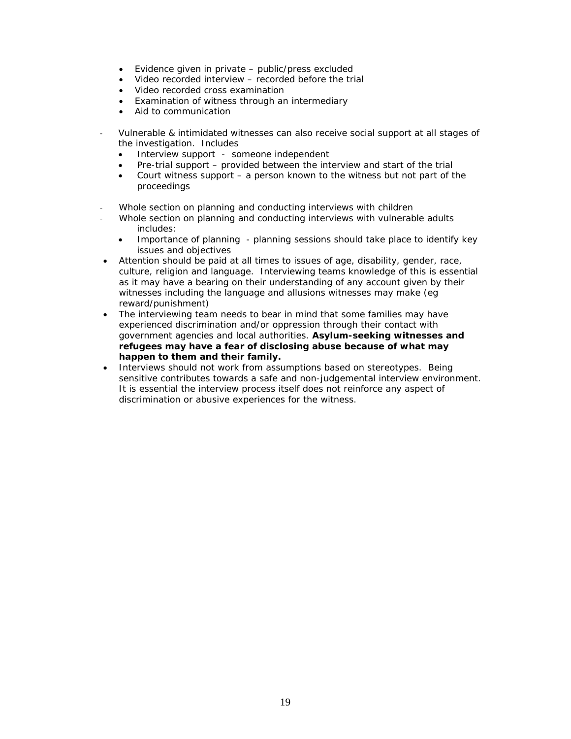- Evidence given in private – public/press excluded
- Video recorded interview – recorded before the trial
- Video recorded cross examination
- Examination of witness through an intermediary
- Aid to communication

- Vulnerable & intimidated witnesses can also receive social support at all stages of the investigation. Includes
  - Interview support - someone independent
  - Pre-trial support – provided between the interview and start of the trial
  - Court witness support – a person known to the witness but not part of the proceedings

- Whole section on planning and conducting interviews with children
- Whole section on planning and conducting interviews with vulnerable adults includes:
  - Importance of planning - planning sessions should take place to identify key issues and objectives
- Attention should be paid at all times to issues of age, disability, gender, race, culture, religion and language. Interviewing teams knowledge of this is essential as it may have a bearing on their understanding of any account given by their witnesses including the language and allusions witnesses may make (eg reward/punishment)
- The interviewing team needs to bear in mind that some families may have experienced discrimination and/or oppression through their contact with government agencies and local authorities. **Asylum-seeking witnesses and refugees may have a fear of disclosing abuse because of what may happen to them and their family.**
- Interviews should not work from assumptions based on stereotypes. Being sensitive contributes towards a safe and non-judgemental interview environment. It is essential the interview process itself does not reinforce any aspect of discrimination or abusive experiences for the witness.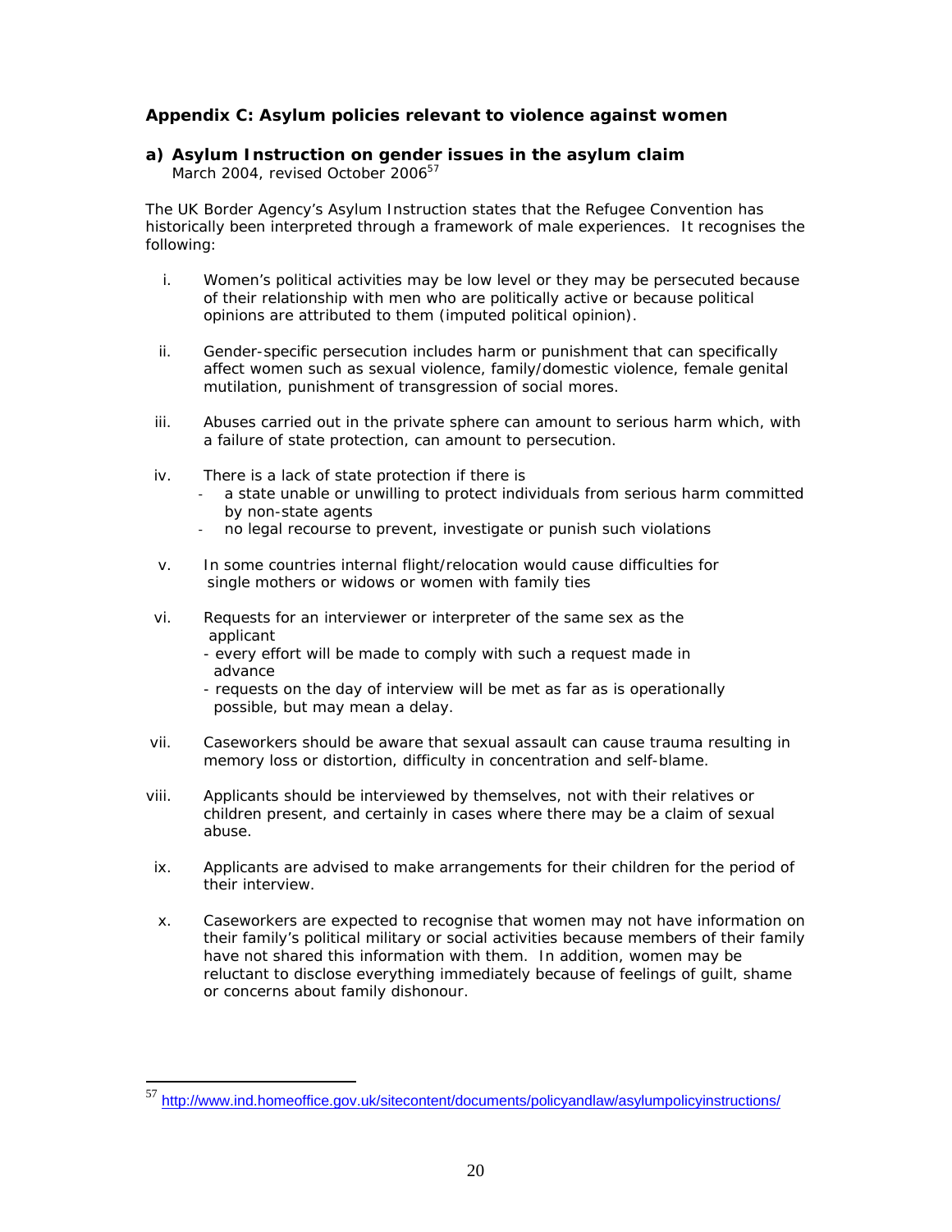## Appendix C: Asylum policies relevant to violence against women

### a) Asylum Instruction on gender issues in the asylum claim

March 2004, revised October 2006[57]

The UK Border Agency's Asylum Instruction states that the Refugee Convention has historically been interpreted through a framework of male experiences. It recognises the following:

i. Women's political activities may be low level or they may be persecuted because of their relationship with men who are politically active or because political opinions are attributed to them (imputed political opinion).

ii. Gender-specific persecution includes harm or punishment that can specifically affect women such as sexual violence, family/domestic violence, female genital mutilation, punishment of transgression of social mores.

iii. Abuses carried out in the private sphere can amount to serious harm which, with a failure of state protection, can amount to persecution.

iv. There is a lack of state protection if there is
   - a state unable or unwilling to protect individuals from serious harm committed by non-state agents
   - no legal recourse to prevent, investigate or punish such violations

v. In some countries internal flight/relocation would cause difficulties for single mothers or widows or women with family ties

vi. Requests for an interviewer or interpreter of the same sex as the applicant
   - every effort will be made to comply with such a request made in advance
   - requests on the day of interview will be met as far as is operationally possible, but may mean a delay.

vii. Caseworkers should be aware that sexual assault can cause trauma resulting in memory loss or distortion, difficulty in concentration and self-blame.

viii. Applicants should be interviewed by themselves, not with their relatives or children present, and certainly in cases where there may be a claim of sexual abuse.

ix. Applicants are advised to make arrangements for their children for the period of their interview.

x. Caseworkers are expected to recognise that women may not have information on their family's political military or social activities because members of their family have not shared this information with them. In addition, women may be reluctant to disclose everything immediately because of feelings of guilt, shame or concerns about family dishonour.

---

[57] http://www.ind.homeoffice.gov.uk/sitecontent/documents/policyandlaw/asylumpolicyinstructions/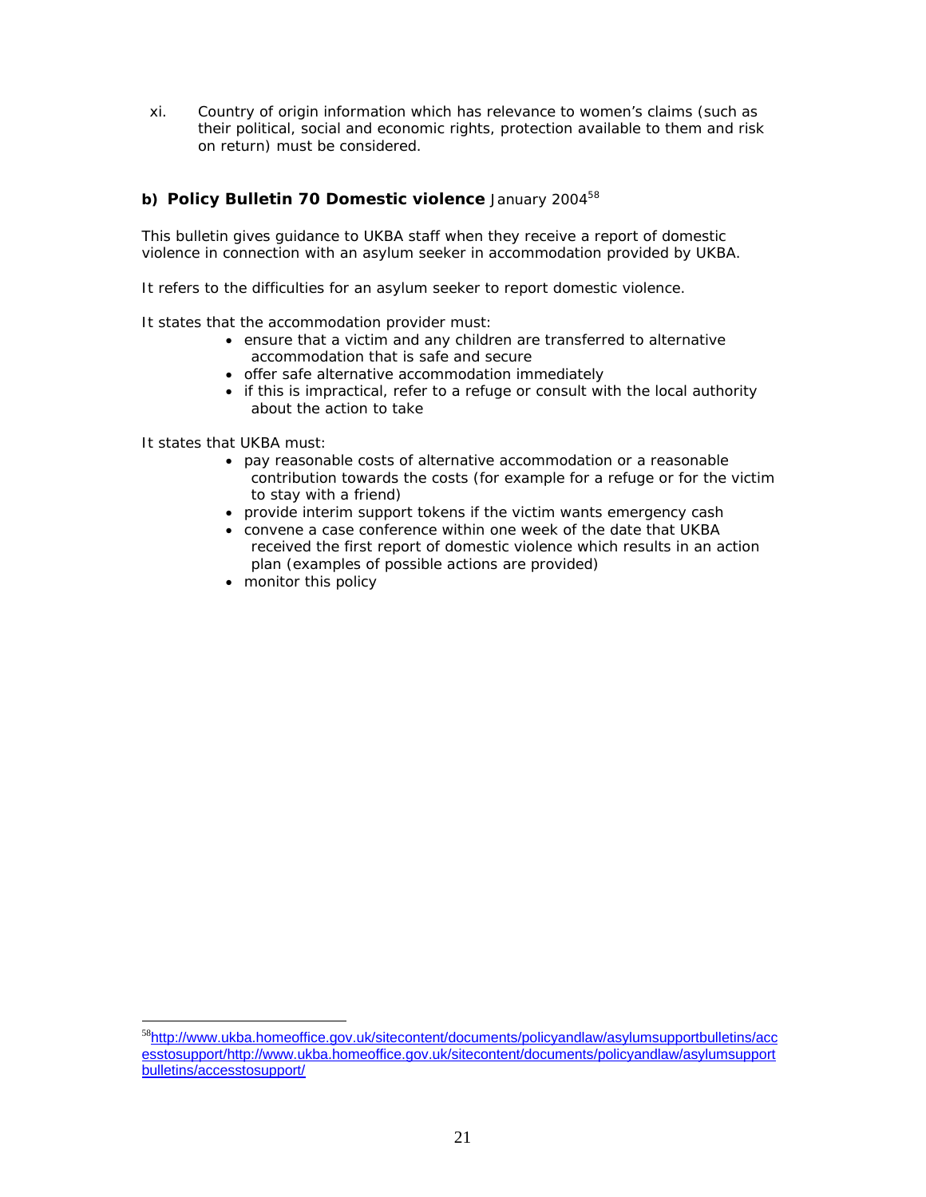xi. Country of origin information which has relevance to women's claims (such as their political, social and economic rights, protection available to them and risk on return) must be considered.

### b) Policy Bulletin 70 Domestic violence January 2004[58]

This bulletin gives guidance to UKBA staff when they receive a report of domestic violence in connection with an asylum seeker in accommodation provided by UKBA.

It refers to the difficulties for an asylum seeker to report domestic violence.

It states that the accommodation provider must:

- ensure that a victim and any children are transferred to alternative accommodation that is safe and secure
- offer safe alternative accommodation immediately
- if this is impractical, refer to a refuge or consult with the local authority about the action to take

It states that UKBA must:

- pay reasonable costs of alternative accommodation or a reasonable contribution towards the costs (for example for a refuge or for the victim to stay with a friend)
- provide interim support tokens if the victim wants emergency cash
- convene a case conference within one week of the date that UKBA received the first report of domestic violence which results in an action plan (examples of possible actions are provided)
- monitor this policy

---

[58] http://www.ukba.homeoffice.gov.uk/sitecontent/documents/policyandlaw/asylumsupportbulletins/accesstosupport/http://www.ukba.homeoffice.gov.uk/sitecontent/documents/policyandlaw/asylumsupportbulletins/accesstosupport/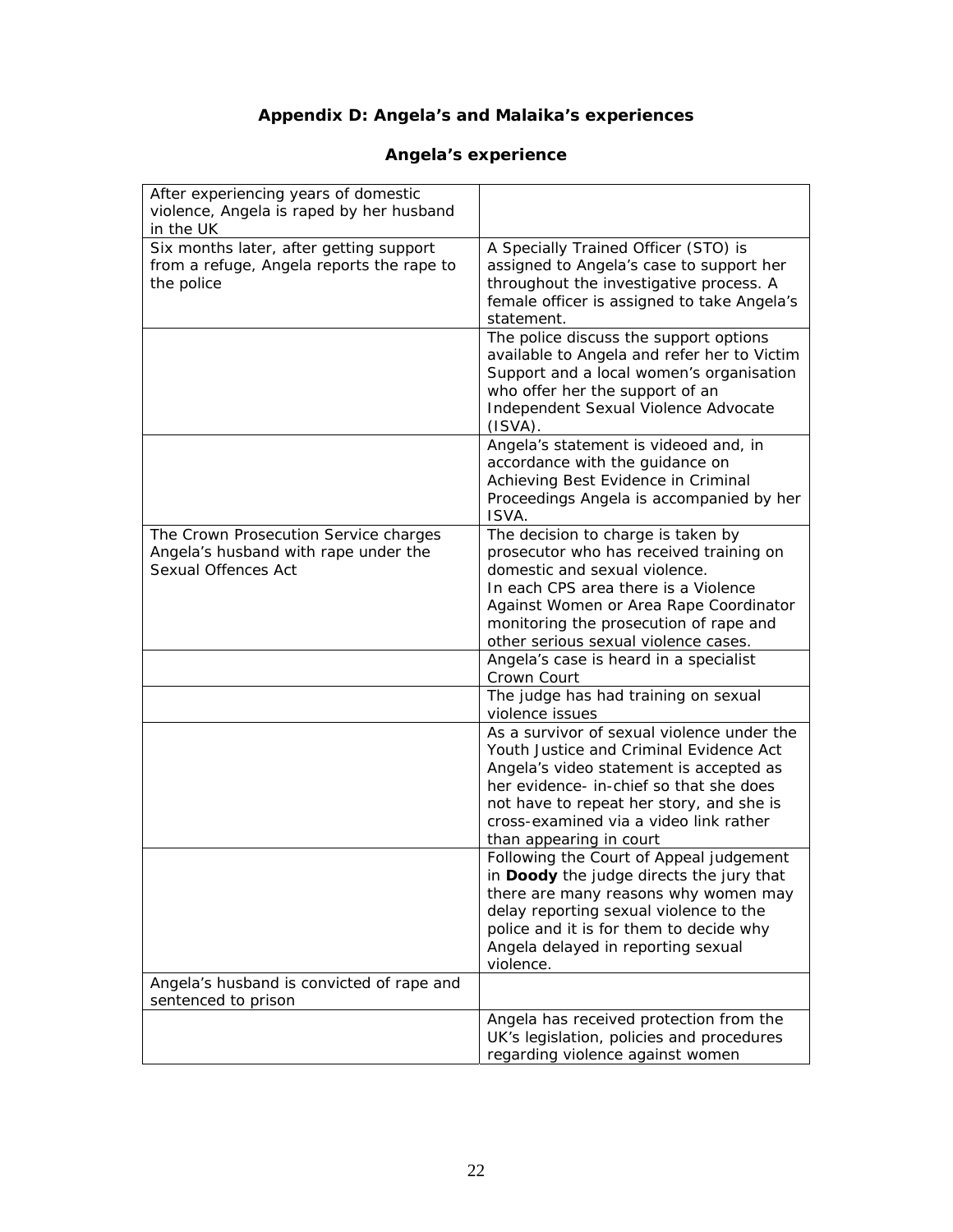# Appendix D: Angela's and Malaika's experiences

## Angela's experience

| | |
|---|---|
| After experiencing years of domestic violence, Angela is raped by her husband in the UK | |
| Six months later, after getting support from a refuge, Angela reports the rape to the police | A Specially Trained Officer (STO) is assigned to Angela's case to support her throughout the investigative process. A female officer is assigned to take Angela's statement. |
| | The police discuss the support options available to Angela and refer her to Victim Support and a local women's organisation who offer her the support of an Independent Sexual Violence Advocate (ISVA). |
| | Angela's statement is videoed and, in accordance with the guidance on Achieving Best Evidence in Criminal Proceedings Angela is accompanied by her ISVA. |
| The Crown Prosecution Service charges Angela's husband with rape under the Sexual Offences Act | The decision to charge is taken by prosecutor who has received training on domestic and sexual violence.<br>In each CPS area there is a Violence Against Women or Area Rape Coordinator monitoring the prosecution of rape and other serious sexual violence cases. |
| | Angela's case is heard in a specialist Crown Court |
| | The judge has had training on sexual violence issues |
| | As a survivor of sexual violence under the Youth Justice and Criminal Evidence Act Angela's video statement is accepted as her evidence- in-chief so that she does not have to repeat her story, and she is cross-examined via a video link rather than appearing in court |
| | Following the Court of Appeal judgement in **Doody** the judge directs the jury that there are many reasons why women may delay reporting sexual violence to the police and it is for them to decide why Angela delayed in reporting sexual violence. |
| Angela's husband is convicted of rape and sentenced to prison | |
| | Angela has received protection from the UK's legislation, policies and procedures regarding violence against women |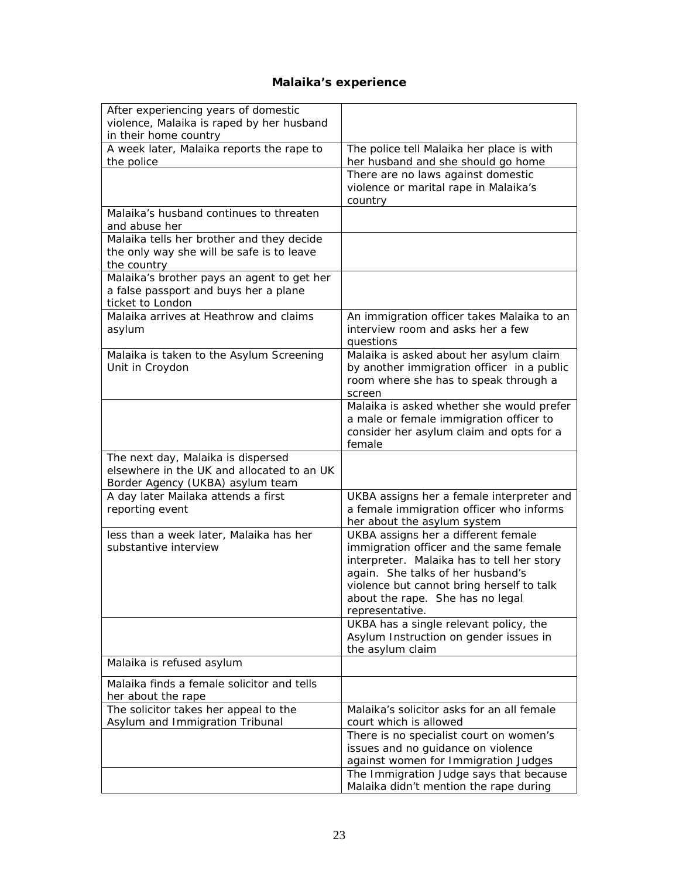### Malaika's experience

| | |
|---|---|
| After experiencing years of domestic violence, Malaika is raped by her husband in their home country | |
| A week later, Malaika reports the rape to the police | The police tell Malaika her place is with her husband and she should go home |
| | There are no laws against domestic violence or marital rape in Malaika's country |
| Malaika's husband continues to threaten and abuse her | |
| Malaika tells her brother and they decide the only way she will be safe is to leave the country | |
| Malaika's brother pays an agent to get her a false passport and buys her a plane ticket to London | |
| Malaika arrives at Heathrow and claims asylum | An immigration officer takes Malaika to an interview room and asks her a few questions |
| Malaika is taken to the Asylum Screening Unit in Croydon | Malaika is asked about her asylum claim by another immigration officer in a public room where she has to speak through a screen |
| | Malaika is asked whether she would prefer a male or female immigration officer to consider her asylum claim and opts for a female |
| The next day, Malaika is dispersed elsewhere in the UK and allocated to an UK Border Agency (UKBA) asylum team | |
| A day later Mailaka attends a first reporting event | UKBA assigns her a female interpreter and a female immigration officer who informs her about the asylum system |
| less than a week later, Malaika has her substantive interview | UKBA assigns her a different female immigration officer and the same female interpreter. Malaika has to tell her story again. She talks of her husband's violence but cannot bring herself to talk about the rape. She has no legal representative. |
| | UKBA has a single relevant policy, the Asylum Instruction on gender issues in the asylum claim |
| Malaika is refused asylum | |
| Malaika finds a female solicitor and tells her about the rape | |
| The solicitor takes her appeal to the Asylum and Immigration Tribunal | Malaika's solicitor asks for an all female court which is allowed |
| | There is no specialist court on women's issues and no guidance on violence against women for Immigration Judges |
| | The Immigration Judge says that because Malaika didn't mention the rape during |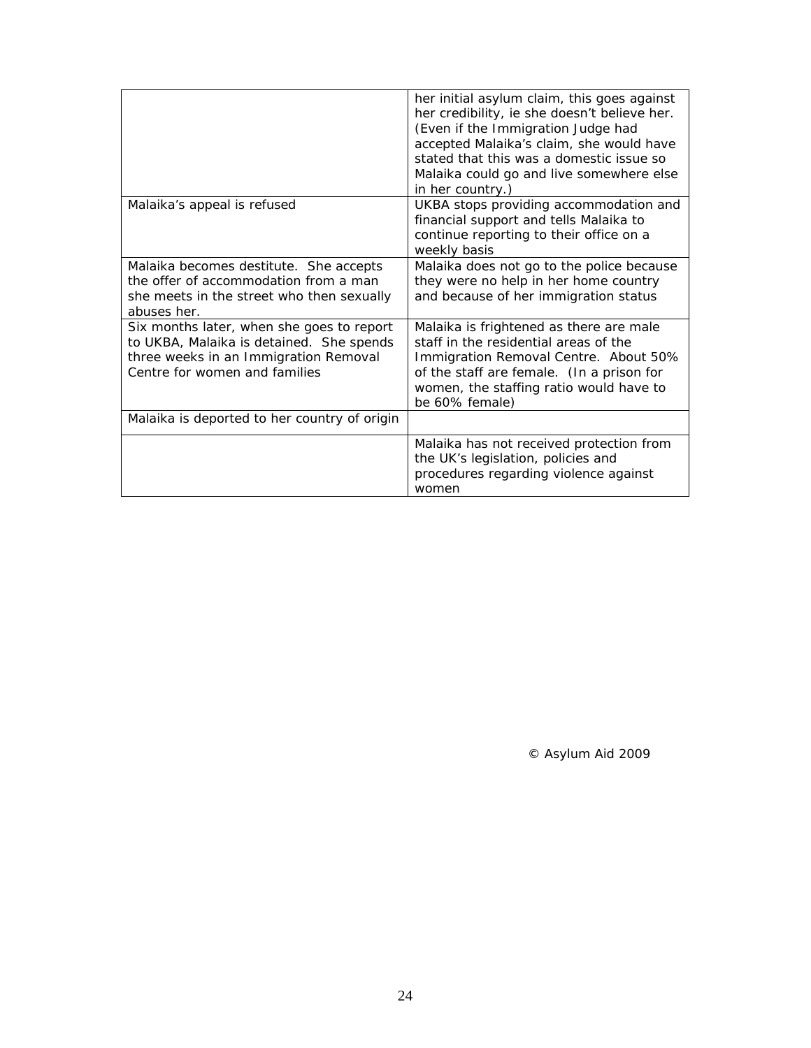| | |
|---|---|
| | her initial asylum claim, this goes against her credibility, ie she doesn't believe her. (Even if the Immigration Judge had accepted Malaika's claim, she would have stated that this was a domestic issue so Malaika could go and live somewhere else in her country.) |
| Malaika's appeal is refused | UKBA stops providing accommodation and financial support and tells Malaika to continue reporting to their office on a weekly basis |
| Malaika becomes destitute. She accepts the offer of accommodation from a man she meets in the street who then sexually abuses her. | Malaika does not go to the police because they were no help in her home country and because of her immigration status |
| Six months later, when she goes to report to UKBA, Malaika is detained. She spends three weeks in an Immigration Removal Centre for women and families | Malaika is frightened as there are male staff in the residential areas of the Immigration Removal Centre. About 50% of the staff are female. (In a prison for women, the staffing ratio would have to be 60% female) |
| Malaika is deported to her country of origin | |
| | Malaika has not received protection from the UK's legislation, policies and procedures regarding violence against women |

© Asylum Aid 2009